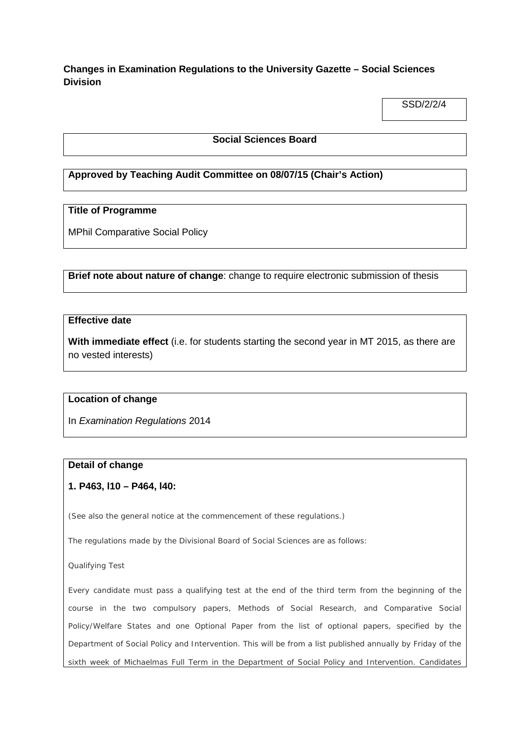**Changes in Examination Regulations to the University Gazette – Social Sciences Division**

SSD/2/2/4

**Social Sciences Board**

**Approved by Teaching Audit Committee on 08/07/15 (Chair's Action)**

**Title of Programme**

MPhil Comparative Social Policy

**Brief note about nature of change**: change to require electronic submission of thesis

**Effective date**

**With immediate effect** (i.e. for students starting the second year in MT 2015, as there are no vested interests)

**Location of change**

In *Examination Regulations* 2014

**Detail of change**

**1. P463, l10 – P464, l40:**

(See also the general notice at the commencement of these regulations.)

The regulations made by the Divisional Board of Social Sciences are as follows:

Qualifying Test

Every candidate must pass a qualifying test at the end of the third term from the beginning of the course in the two compulsory papers, Methods of Social Research, and Comparative Social Policy/Welfare States and one Optional Paper from the list of optional papers, specified by the Department of Social Policy and Intervention. This will be from a list published annually by Friday of the sixth week of Michaelmas Full Term in the Department of Social Policy and Intervention. Candidates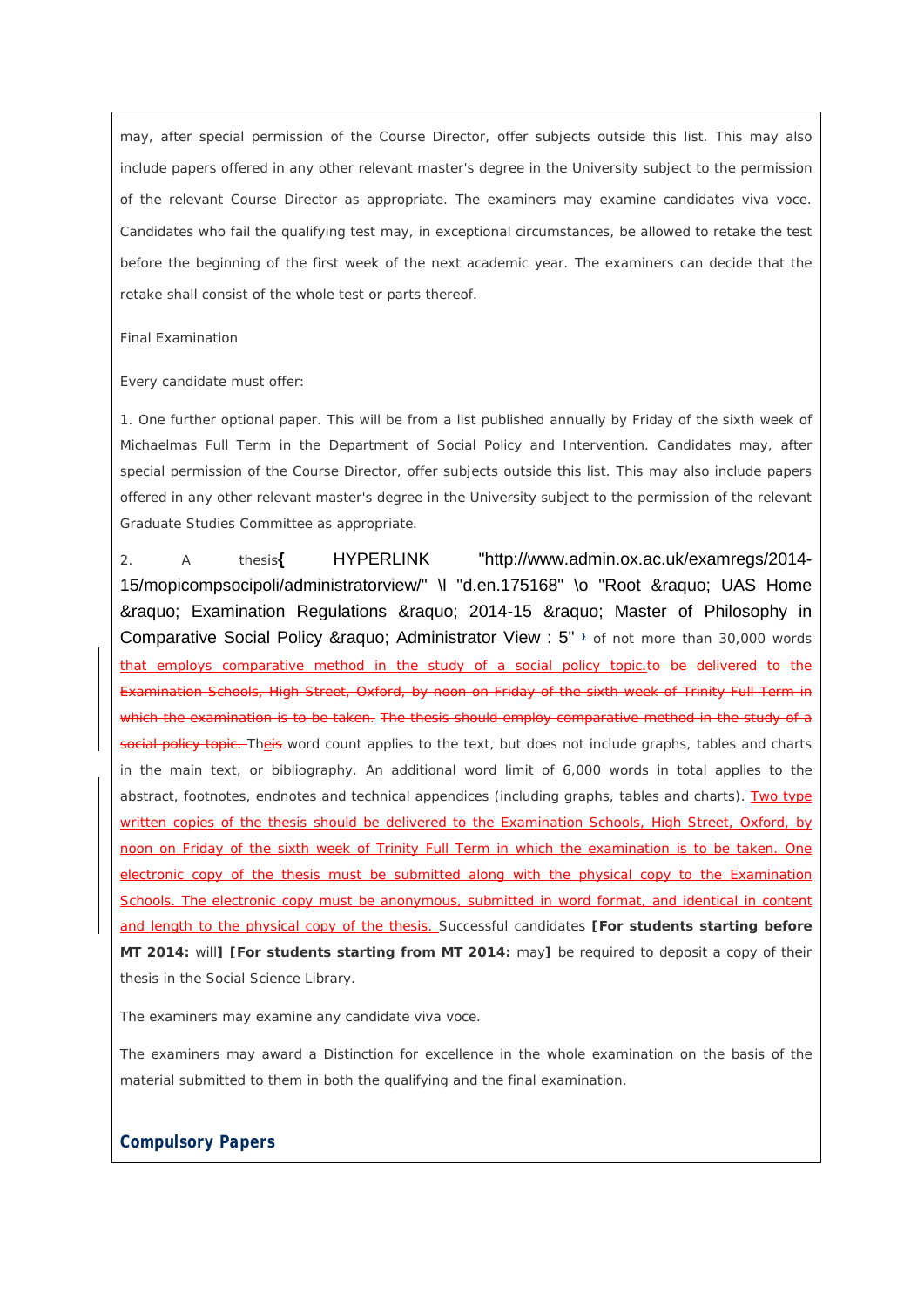may, after special permission of the Course Director, offer subjects outside this list. This may also include papers offered in any other relevant master's degree in the University subject to the permission of the relevant Course Director as appropriate. The examiners may examine candidates viva voce. Candidates who fail the qualifying test may, in exceptional circumstances, be allowed to retake the test before the beginning of the first week of the next academic year. The examiners can decide that the retake shall consist of the whole test or parts thereof.

Final Examination

Every candidate must offer:

1. One further optional paper. This will be from a list published annually by Friday of the sixth week of Michaelmas Full Term in the Department of Social Policy and Intervention. Candidates may, after special permission of the Course Director, offer subjects outside this list. This may also include papers offered in any other relevant master's degree in the University subject to the permission of the relevant Graduate Studies Committee as appropriate.

2. A thesis{ HYPERLINK "http://www.admin.ox.ac.uk/examregs/2014-15/mopicompsocipoli/administratorview/" \l "d.en.175168" \o "Root &raquo; UAS Home &raquo; Examination Regulations &raquo; 2014-15 &raquo; Master of Philosophy in Comparative Social Policy &raquo; Administrator View : 5" [1] of not more than 30,000 words that employs comparative method in the study of a social policy topic.~~to be delivered to the Examination Schools, High Street, Oxford, by noon on Friday of the sixth week of Trinity Full Term in which the examination is to be taken. The thesis should employ comparative method in the study of a social policy topic.~~ The~~is~~ word count applies to the text, but does not include graphs, tables and charts in the main text, or bibliography. An additional word limit of 6,000 words in total applies to the abstract, footnotes, endnotes and technical appendices (including graphs, tables and charts). Two type written copies of the thesis should be delivered to the Examination Schools, High Street, Oxford, by noon on Friday of the sixth week of Trinity Full Term in which the examination is to be taken. One electronic copy of the thesis must be submitted along with the physical copy to the Examination Schools. The electronic copy must be anonymous, submitted in word format, and identical in content and length to the physical copy of the thesis. Successful candidates **[For students starting before MT 2014:** will**] [For students starting from MT 2014:** may**]** be required to deposit a copy of their thesis in the Social Science Library.

The examiners may examine any candidate viva voce.

The examiners may award a Distinction for excellence in the whole examination on the basis of the material submitted to them in both the qualifying and the final examination.

### Compulsory Papers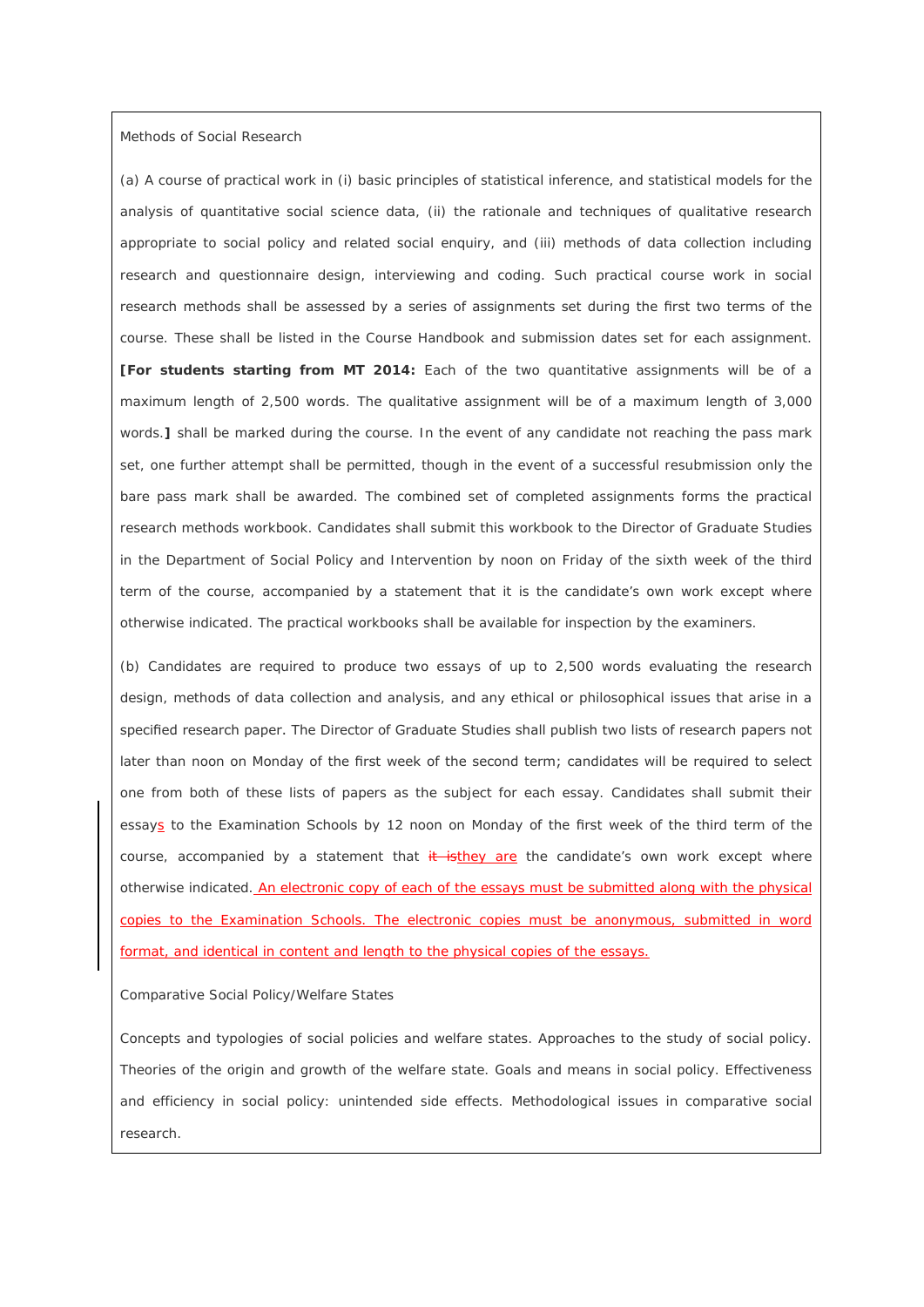Methods of Social Research

(a) A course of practical work in (i) basic principles of statistical inference, and statistical models for the analysis of quantitative social science data, (ii) the rationale and techniques of qualitative research appropriate to social policy and related social enquiry, and (iii) methods of data collection including research and questionnaire design, interviewing and coding. Such practical course work in social research methods shall be assessed by a series of assignments set during the first two terms of the course. These shall be listed in the Course Handbook and submission dates set for each assignment. **[For students starting from MT 2014:** Each of the two quantitative assignments will be of a maximum length of 2,500 words. The qualitative assignment will be of a maximum length of 3,000 words.**]** shall be marked during the course. In the event of any candidate not reaching the pass mark set, one further attempt shall be permitted, though in the event of a successful resubmission only the bare pass mark shall be awarded. The combined set of completed assignments forms the practical research methods workbook. Candidates shall submit this workbook to the Director of Graduate Studies in the Department of Social Policy and Intervention by noon on Friday of the sixth week of the third term of the course, accompanied by a statement that it is the candidate's own work except where otherwise indicated. The practical workbooks shall be available for inspection by the examiners.

(b) Candidates are required to produce two essays of up to 2,500 words evaluating the research design, methods of data collection and analysis, and any ethical or philosophical issues that arise in a specified research paper. The Director of Graduate Studies shall publish two lists of research papers not later than noon on Monday of the first week of the second term; candidates will be required to select one from both of these lists of papers as the subject for each essay. Candidates shall submit their essays to the Examination Schools by 12 noon on Monday of the first week of the third term of the course, accompanied by a statement that ~~it is~~ they are the candidate's own work except where otherwise indicated. An electronic copy of each of the essays must be submitted along with the physical copies to the Examination Schools. The electronic copies must be anonymous, submitted in word format, and identical in content and length to the physical copies of the essays.

Comparative Social Policy/Welfare States

Concepts and typologies of social policies and welfare states. Approaches to the study of social policy. Theories of the origin and growth of the welfare state. Goals and means in social policy. Effectiveness and efficiency in social policy: unintended side effects. Methodological issues in comparative social research.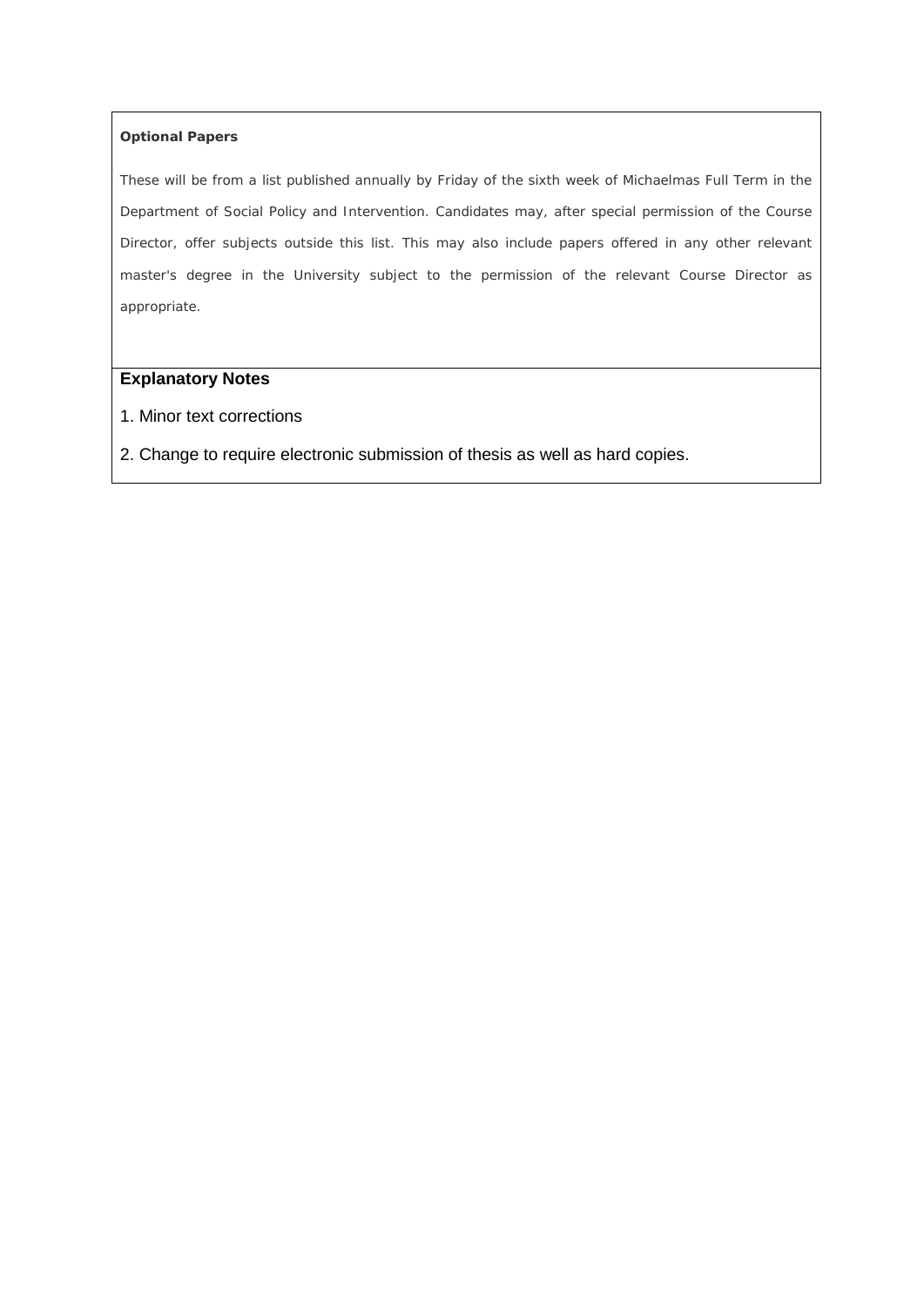**Optional Papers**

These will be from a list published annually by Friday of the sixth week of Michaelmas Full Term in the Department of Social Policy and Intervention. Candidates may, after special permission of the Course Director, offer subjects outside this list. This may also include papers offered in any other relevant master's degree in the University subject to the permission of the relevant Course Director as appropriate.

**Explanatory Notes**

1. Minor text corrections
2. Change to require electronic submission of thesis as well as hard copies.